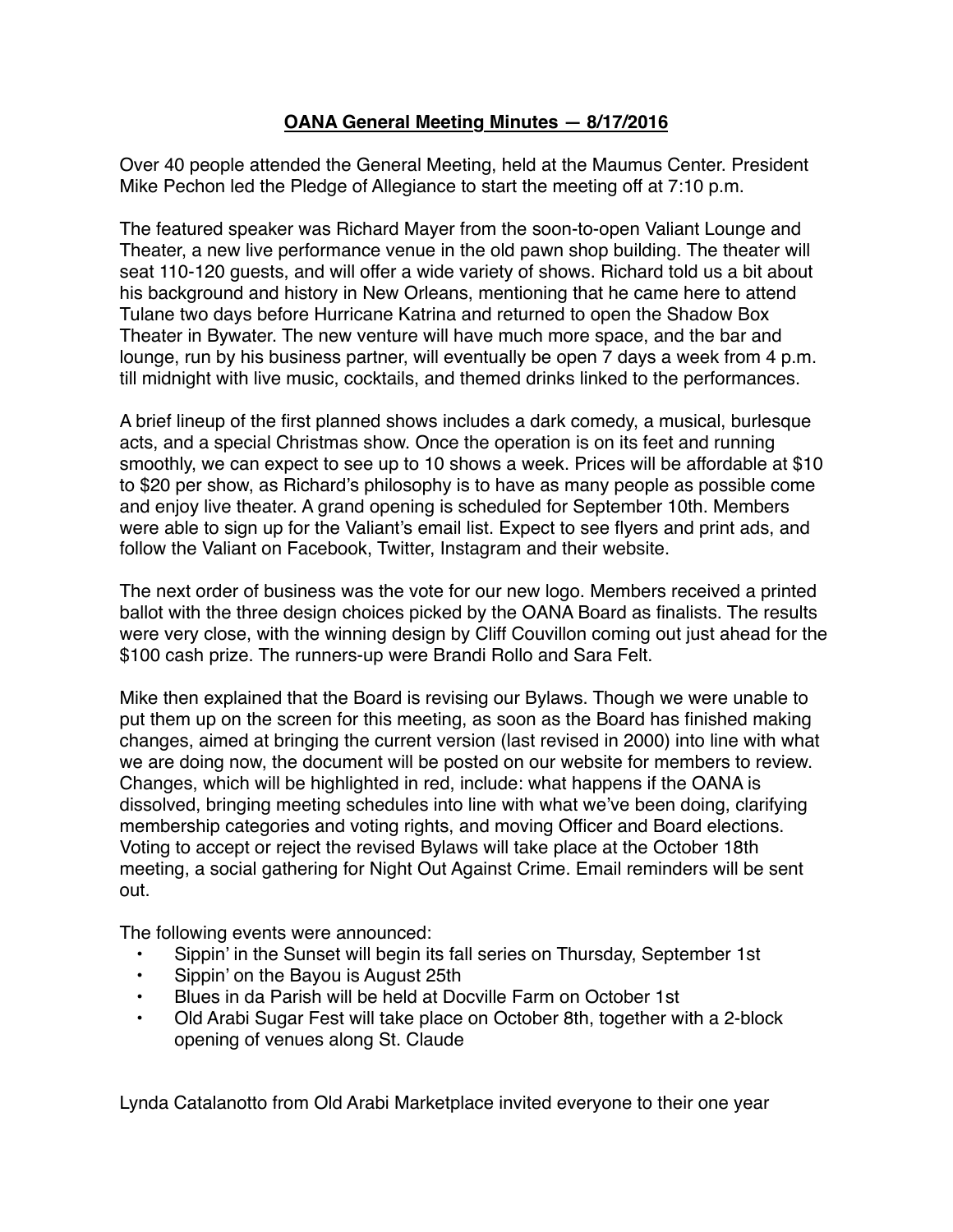**OANA General Meeting Minutes — 8/17/2016**

Over 40 people attended the General Meeting, held at the Maumus Center. President Mike Pechon led the Pledge of Allegiance to start the meeting off at 7:10 p.m.

The featured speaker was Richard Mayer from the soon-to-open Valiant Lounge and Theater, a new live performance venue in the old pawn shop building. The theater will seat 110-120 guests, and will offer a wide variety of shows. Richard told us a bit about his background and history in New Orleans, mentioning that he came here to attend Tulane two days before Hurricane Katrina and returned to open the Shadow Box Theater in Bywater. The new venture will have much more space, and the bar and lounge, run by his business partner, will eventually be open 7 days a week from 4 p.m. till midnight with live music, cocktails, and themed drinks linked to the performances.

A brief lineup of the first planned shows includes a dark comedy, a musical, burlesque acts, and a special Christmas show. Once the operation is on its feet and running smoothly, we can expect to see up to 10 shows a week. Prices will be affordable at $10 to $20 per show, as Richard's philosophy is to have as many people as possible come and enjoy live theater. A grand opening is scheduled for September 10th. Members were able to sign up for the Valiant's email list. Expect to see flyers and print ads, and follow the Valiant on Facebook, Twitter, Instagram and their website.

The next order of business was the vote for our new logo. Members received a printed ballot with the three design choices picked by the OANA Board as finalists. The results were very close, with the winning design by Cliff Couvillon coming out just ahead for the $100 cash prize. The runners-up were Brandi Rollo and Sara Felt.

Mike then explained that the Board is revising our Bylaws. Though we were unable to put them up on the screen for this meeting, as soon as the Board has finished making changes, aimed at bringing the current version (last revised in 2000) into line with what we are doing now, the document will be posted on our website for members to review. Changes, which will be highlighted in red, include: what happens if the OANA is dissolved, bringing meeting schedules into line with what we've been doing, clarifying membership categories and voting rights, and moving Officer and Board elections. Voting to accept or reject the revised Bylaws will take place at the October 18th meeting, a social gathering for Night Out Against Crime. Email reminders will be sent out.

The following events were announced:

- Sippin' in the Sunset will begin its fall series on Thursday, September 1st
- Sippin' on the Bayou is August 25th
- Blues in da Parish will be held at Docville Farm on October 1st
- Old Arabi Sugar Fest will take place on October 8th, together with a 2-block opening of venues along St. Claude

Lynda Catalanotto from Old Arabi Marketplace invited everyone to their one year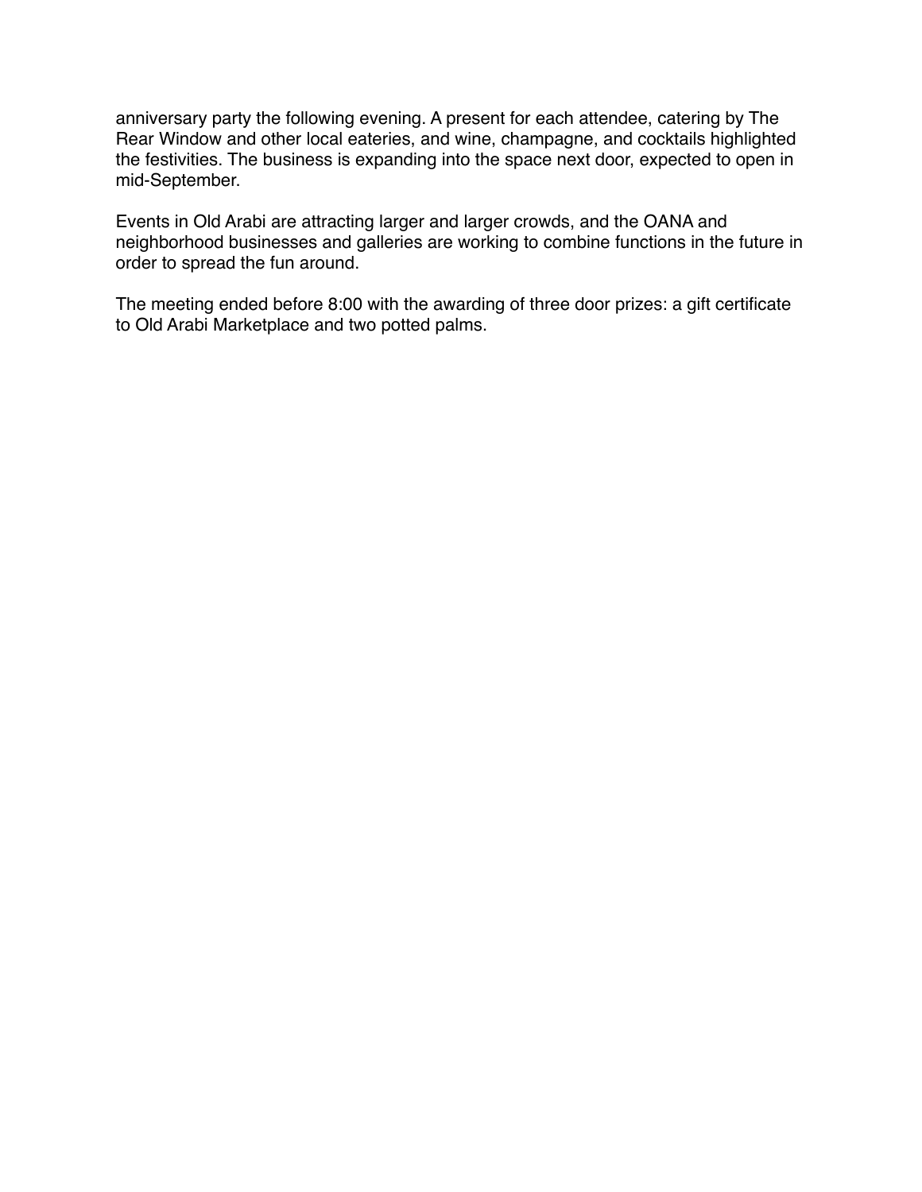anniversary party the following evening. A present for each attendee, catering by The Rear Window and other local eateries, and wine, champagne, and cocktails highlighted the festivities. The business is expanding into the space next door, expected to open in mid-September.

Events in Old Arabi are attracting larger and larger crowds, and the OANA and neighborhood businesses and galleries are working to combine functions in the future in order to spread the fun around.

The meeting ended before 8:00 with the awarding of three door prizes: a gift certificate to Old Arabi Marketplace and two potted palms.